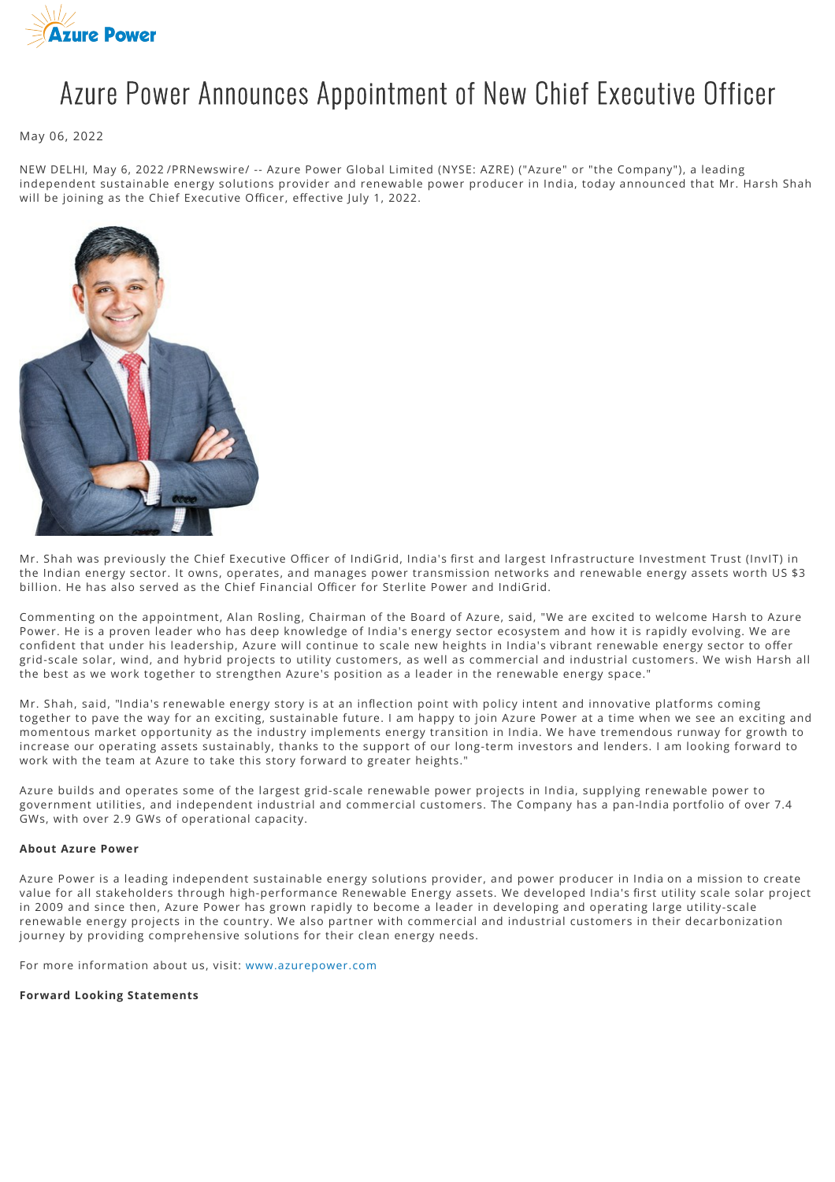# Azure Power Announces Appointment of New Chief Executive Officer

May 06, 2022

NEW DELHI, May 6, 2022 /PRNewswire/ -- Azure Power Global Limited (NYSE: AZRE) ("Azure" or "the Company"), a leading independent sustainable energy solutions provider and renewable power producer in India, today announced that Mr. Harsh Shah will be joining as the Chief Executive Officer, effective July 1, 2022.

Mr. Shah was previously the Chief Executive Officer of IndiGrid, India's first and largest Infrastructure Investment Trust (InvIT) in the Indian energy sector. It owns, operates, and manages power transmission networks and renewable energy assets worth US $3 billion. He has also served as the Chief Financial Officer for Sterlite Power and IndiGrid.

Commenting on the appointment, Alan Rosling, Chairman of the Board of Azure, said, "We are excited to welcome Harsh to Azure Power. He is a proven leader who has deep knowledge of India's energy sector ecosystem and how it is rapidly evolving. We are confident that under his leadership, Azure will continue to scale new heights in India's vibrant renewable energy sector to offer grid-scale solar, wind, and hybrid projects to utility customers, as well as commercial and industrial customers. We wish Harsh all the best as we work together to strengthen Azure's position as a leader in the renewable energy space."

Mr. Shah, said, "India's renewable energy story is at an inflection point with policy intent and innovative platforms coming together to pave the way for an exciting, sustainable future. I am happy to join Azure Power at a time when we see an exciting and momentous market opportunity as the industry implements energy transition in India. We have tremendous runway for growth to increase our operating assets sustainably, thanks to the support of our long-term investors and lenders. I am looking forward to work with the team at Azure to take this story forward to greater heights."

Azure builds and operates some of the largest grid-scale renewable power projects in India, supplying renewable power to government utilities, and independent industrial and commercial customers. The Company has a pan-India portfolio of over 7.4 GWs, with over 2.9 GWs of operational capacity.

**About Azure Power**

Azure Power is a leading independent sustainable energy solutions provider, and power producer in India on a mission to create value for all stakeholders through high-performance Renewable Energy assets. We developed India's first utility scale solar project in 2009 and since then, Azure Power has grown rapidly to become a leader in developing and operating large utility-scale renewable energy projects in the country. We also partner with commercial and industrial customers in their decarbonization journey by providing comprehensive solutions for their clean energy needs.

For more information about us, visit: www.azurepower.com

**Forward Looking Statements**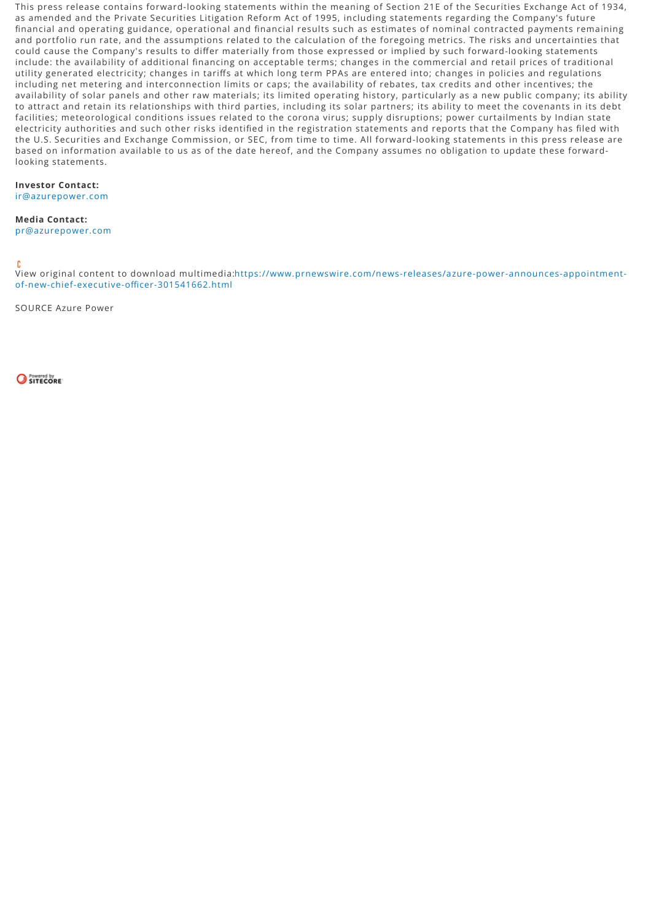This press release contains forward-looking statements within the meaning of Section 21E of the Securities Exchange Act of 1934, as amended and the Private Securities Litigation Reform Act of 1995, including statements regarding the Company's future financial and operating guidance, operational and financial results such as estimates of nominal contracted payments remaining and portfolio run rate, and the assumptions related to the calculation of the foregoing metrics. The risks and uncertainties that could cause the Company's results to differ materially from those expressed or implied by such forward-looking statements include: the availability of additional financing on acceptable terms; changes in the commercial and retail prices of traditional utility generated electricity; changes in tariffs at which long term PPAs are entered into; changes in policies and regulations including net metering and interconnection limits or caps; the availability of rebates, tax credits and other incentives; the availability of solar panels and other raw materials; its limited operating history, particularly as a new public company; its ability to attract and retain its relationships with third parties, including its solar partners; its ability to meet the covenants in its debt facilities; meteorological conditions issues related to the corona virus; supply disruptions; power curtailments by Indian state electricity authorities and such other risks identified in the registration statements and reports that the Company has filed with the U.S. Securities and Exchange Commission, or SEC, from time to time. All forward-looking statements in this press release are based on information available to us as of the date hereof, and the Company assumes no obligation to update these forward-looking statements.

**Investor Contact:**
ir@azurepower.com

**Media Contact:**
pr@azurepower.com

View original content to download multimedia:https://www.prnewswire.com/news-releases/azure-power-announces-appointment-of-new-chief-executive-officer-301541662.html

SOURCE Azure Power